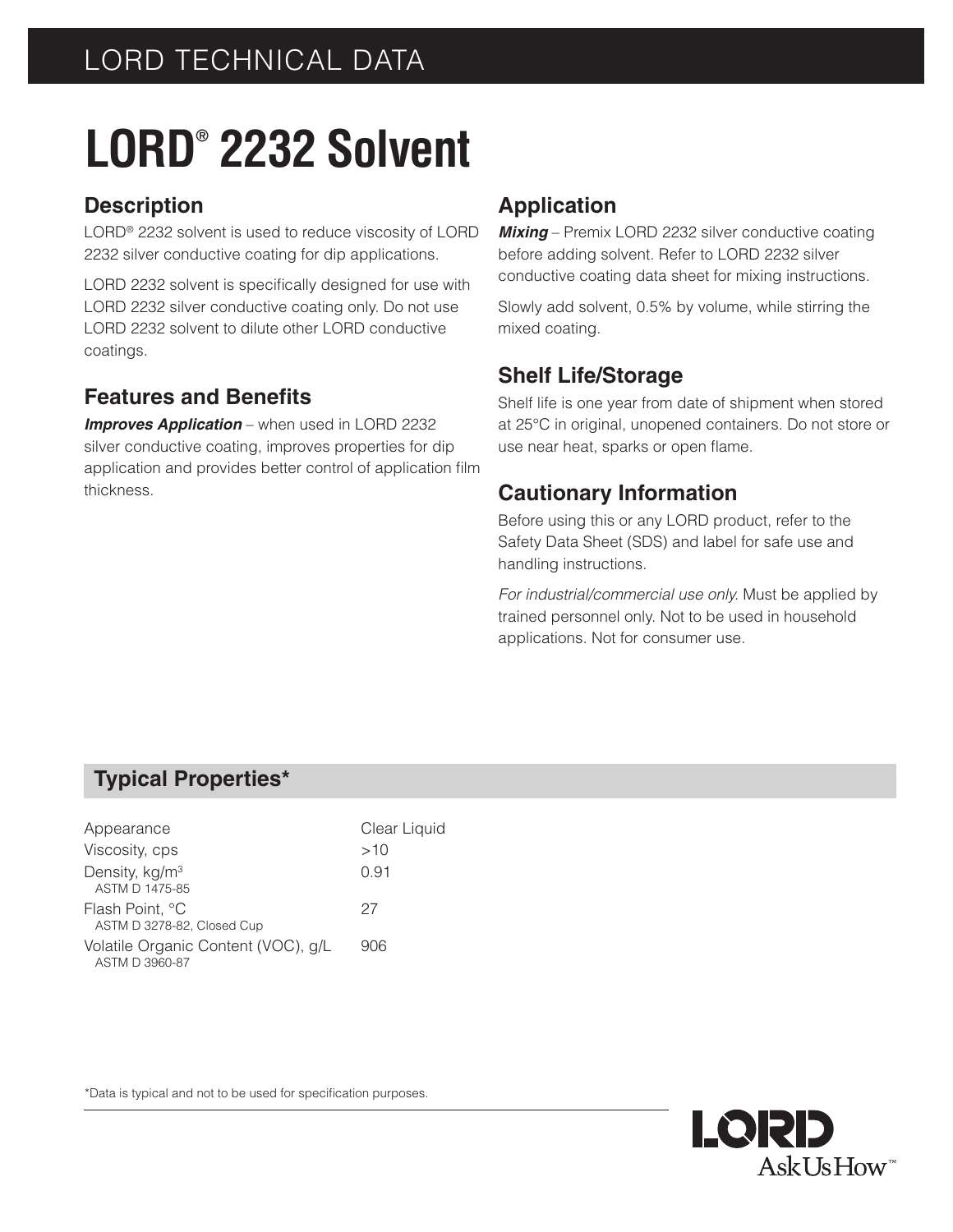# LORD® 2232 Solvent

## Description

LORD® 2232 solvent is used to reduce viscosity of LORD 2232 silver conductive coating for dip applications.

LORD 2232 solvent is specifically designed for use with LORD 2232 silver conductive coating only. Do not use LORD 2232 solvent to dilute other LORD conductive coatings.

## Features and Benefits

***Improves Application*** – when used in LORD 2232 silver conductive coating, improves properties for dip application and provides better control of application film thickness.

## Application

***Mixing*** – Premix LORD 2232 silver conductive coating before adding solvent. Refer to LORD 2232 silver conductive coating data sheet for mixing instructions.

Slowly add solvent, 0.5% by volume, while stirring the mixed coating.

## Shelf Life/Storage

Shelf life is one year from date of shipment when stored at 25°C in original, unopened containers. Do not store or use near heat, sparks or open flame.

## Cautionary Information

Before using this or any LORD product, refer to the Safety Data Sheet (SDS) and label for safe use and handling instructions.

*For industrial/commercial use only.* Must be applied by trained personnel only. Not to be used in household applications. Not for consumer use.

## Typical Properties*

| Property | Value |
| --- | --- |
| Appearance | Clear Liquid |
| Viscosity, cps | >10 |
| Density, kg/$m^3$ <br> ASTM D 1475-85 | 0.91 |
| Flash Point, °C <br> ASTM D 3278-82, Closed Cup | 27 |
| Volatile Organic Content (VOC), g/L <br> ASTM D 3960-87 | 906 |

*Data is typical and not to be used for specification purposes.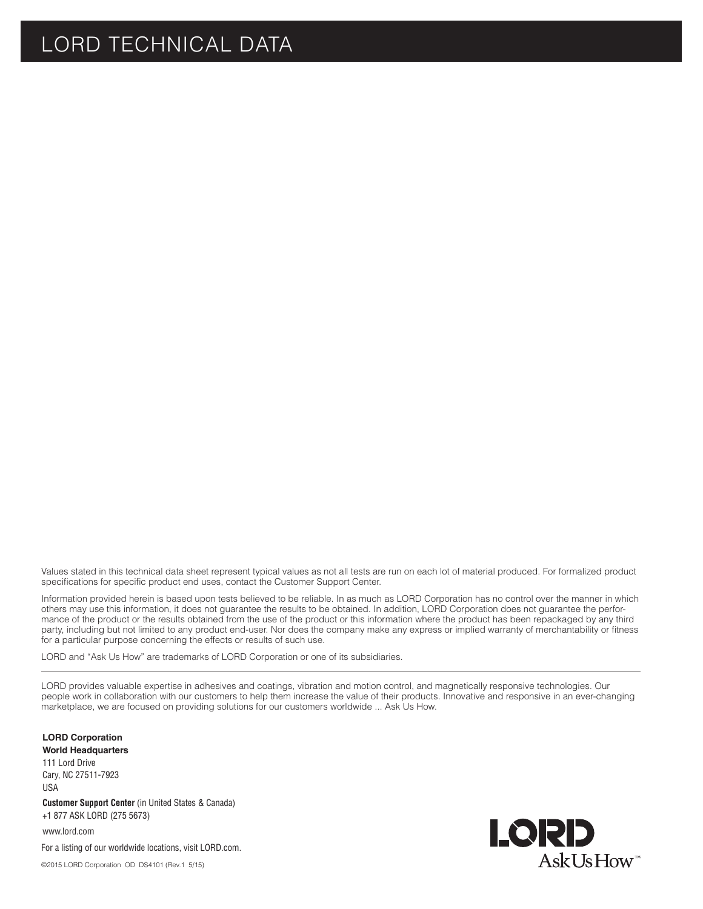Values stated in this technical data sheet represent typical values as not all tests are run on each lot of material produced. For formalized product specifications for specific product end uses, contact the Customer Support Center.

Information provided herein is based upon tests believed to be reliable. In as much as LORD Corporation has no control over the manner in which others may use this information, it does not guarantee the results to be obtained. In addition, LORD Corporation does not guarantee the performance of the product or the results obtained from the use of the product or this information where the product has been repackaged by any third party, including but not limited to any product end-user. Nor does the company make any express or implied warranty of merchantability or fitness for a particular purpose concerning the effects or results of such use.

LORD and "Ask Us How" are trademarks of LORD Corporation or one of its subsidiaries.

---

LORD provides valuable expertise in adhesives and coatings, vibration and motion control, and magnetically responsive technologies. Our people work in collaboration with our customers to help them increase the value of their products. Innovative and responsive in an ever-changing marketplace, we are focused on providing solutions for our customers worldwide ... Ask Us How.

**LORD Corporation**
**World Headquarters**
111 Lord Drive
Cary, NC 27511-7923
USA

**Customer Support Center** (in United States & Canada)
+1 877 ASK LORD (275 5673)

www.lord.com

For a listing of our worldwide locations, visit LORD.com.

©2015 LORD Corporation OD DS4101 (Rev.1 5/15)

LORD
Ask Us How™